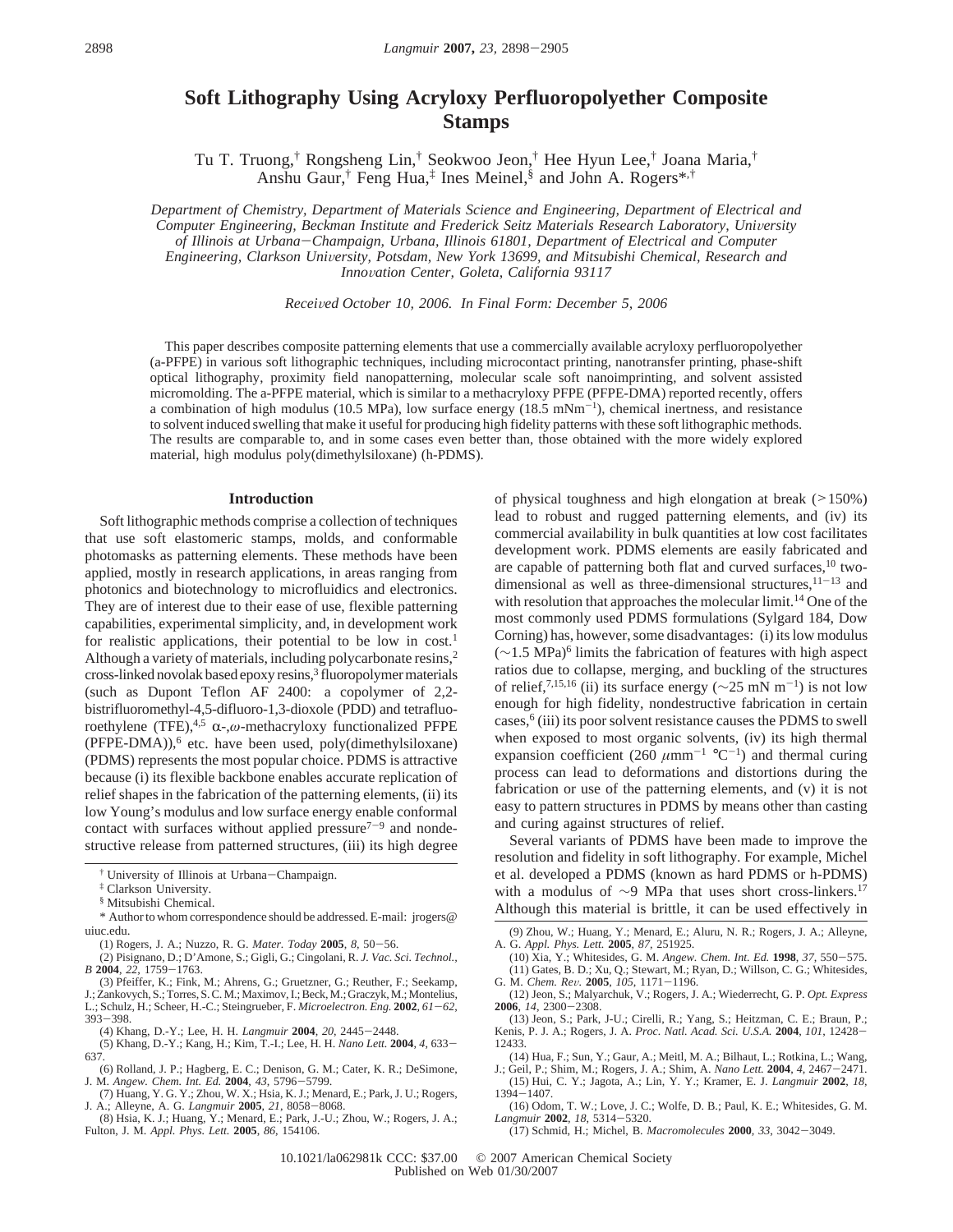# Soft Lithography Using Acryloxy Perfluoropolyether Composite Stamps

Tu T. Truong,[†] Rongsheng Lin,[†] Seokwoo Jeon,[†] Hee Hyun Lee,[†] Joana Maria,[†] Anshu Gaur,[†] Feng Hua,[‡] Ines Meinel,[§] and John A. Rogers*[,†]

*Department of Chemistry, Department of Materials Science and Engineering, Department of Electrical and Computer Engineering, Beckman Institute and Frederick Seitz Materials Research Laboratory, University of Illinois at Urbana—Champaign, Urbana, Illinois 61801, Department of Electrical and Computer Engineering, Clarkson University, Potsdam, New York 13699, and Mitsubishi Chemical, Research and Innovation Center, Goleta, California 93117*

*Received October 10, 2006. In Final Form: December 5, 2006*

This paper describes composite patterning elements that use a commercially available acryloxy perfluoropolyether (a-PFPE) in various soft lithographic techniques, including microcontact printing, nanotransfer printing, phase-shift optical lithography, proximity field nanopatterning, molecular scale soft nanoimprinting, and solvent assisted micromolding. The a-PFPE material, which is similar to a methacryloxy PFPE (PFPE-DMA) reported recently, offers a combination of high modulus (10.5 MPa), low surface energy (18.5 mNm$^{-1}$), chemical inertness, and resistance to solvent induced swelling that make it useful for producing high fidelity patterns with these soft lithographic methods. The results are comparable to, and in some cases even better than, those obtained with the more widely explored material, high modulus poly(dimethylsiloxane) (h-PDMS).

## Introduction

Soft lithographic methods comprise a collection of techniques that use soft elastomeric stamps, molds, and conformable photomasks as patterning elements. These methods have been applied, mostly in research applications, in areas ranging from photonics and biotechnology to microfluidics and electronics. They are of interest due to their ease of use, flexible patterning capabilities, experimental simplicity, and, in development work for realistic applications, their potential to be low in cost.[1] Although a variety of materials, including polycarbonate resins,[2] cross-linked novolak based epoxy resins,[3] fluoropolymer materials (such as Dupont Teflon AF 2400: a copolymer of 2,2-bistrifluoromethyl-4,5-difluoro-1,3-dioxole (PDD) and tetrafluoroethylene (TFE),[4,5] α-,ω-methacryloxy functionalized PFPE (PFPE-DMA)),[6] etc. have been used, poly(dimethylsiloxane) (PDMS) represents the most popular choice. PDMS is attractive because (i) its flexible backbone enables accurate replication of relief shapes in the fabrication of the patterning elements, (ii) its low Young's modulus and low surface energy enable conformal contact with surfaces without applied pressure[7-9] and nondestructive release from patterned structures, (iii) its high degree of physical toughness and high elongation at break (>150%) lead to robust and rugged patterning elements, and (iv) its commercial availability in bulk quantities at low cost facilitates development work. PDMS elements are easily fabricated and are capable of patterning both flat and curved surfaces,[10] two-dimensional as well as three-dimensional structures,[11-13] and with resolution that approaches the molecular limit.[14] One of the most commonly used PDMS formulations (Sylgard 184, Dow Corning) has, however, some disadvantages: (i) its low modulus (~1.5 MPa)[6] limits the fabrication of features with high aspect ratios due to collapse, merging, and buckling of the structures of relief,[7,15,16] (ii) its surface energy (~25 mN m$^{-1}$) is not low enough for high fidelity, nondestructive fabrication in certain cases,[6] (iii) its poor solvent resistance causes the PDMS to swell when exposed to most organic solvents, (iv) its high thermal expansion coefficient (260 μmm$^{-1}$ °C$^{-1}$) and thermal curing process can lead to deformations and distortions during the fabrication or use of the patterning elements, and (v) it is not easy to pattern structures in PDMS by means other than casting and curing against structures of relief.

Several variants of PDMS have been made to improve the resolution and fidelity in soft lithography. For example, Michel et al. developed a PDMS (known as hard PDMS or h-PDMS) with a modulus of ~9 MPa that uses short cross-linkers.[17] Although this material is brittle, it can be used effectively in

[†] University of Illinois at Urbana—Champaign.
[‡] Clarkson University.
[§] Mitsubishi Chemical.
\* Author to whom correspondence should be addressed. E-mail: jrogers@uiuc.edu.

(1) Rogers, J. A.; Nuzzo, R. G. *Mater. Today* **2005**, *8*, 50–56.
(2) Pisignano, D.; D'Amone, S.; Gigli, G.; Cingolani, R. *J. Vac. Sci. Technol., B* **2004**, *22*, 1759–1763.
(3) Pfeiffer, K.; Fink, M.; Ahrens, G.; Gruetzner, G.; Reuther, F.; Seekamp, J.; Zankovych, S.; Torres, S. C. M.; Maximov, I.; Beck, M.; Graczyk, M.; Montelius, L.; Schulz, H.; Scheer, H.-C.; Steingrueber, F. *Microelectron. Eng.* **2002**, *61–62*, 393–398.
(4) Khang, D.-Y.; Lee, H. H. *Langmuir* **2004**, *20*, 2445–2448.
(5) Khang, D.-Y.; Kang, H.; Kim, T.-I.; Lee, H. H. *Nano Lett.* **2004**, *4*, 633–637.
(6) Rolland, J. P.; Hagberg, E. C.; Denison, G. M.; Cater, K. R.; DeSimone, J. M. *Angew. Chem. Int. Ed.* **2004**, *43*, 5796–5799.
(7) Huang, Y. G. Y.; Zhou, W. X.; Hsia, K. J.; Menard, E.; Park, J. U.; Rogers, J. A.; Alleyne, A. G. *Langmuir* **2005**, *21*, 8058–8068.
(8) Hsia, K. J.; Huang, Y.; Menard, E.; Park, J.-U.; Zhou, W.; Rogers, J. A.; Fulton, J. M. *Appl. Phys. Lett.* **2005**, *86*, 154106.
(9) Zhou, W.; Huang, Y.; Menard, E.; Aluru, N. R.; Rogers, J. A.; Alleyne, A. G. *Appl. Phys. Lett.* **2005**, *87*, 251925.
(10) Xia, Y.; Whitesides, G. M. *Angew. Chem. Int. Ed.* **1998**, *37*, 550–575.
(11) Gates, B. D.; Xu, Q.; Stewart, M.; Ryan, D.; Willson, C. G.; Whitesides, G. M. *Chem. Rev.* **2005**, *105*, 1171–1196.
(12) Jeon, S.; Malyarchuk, V.; Rogers, J. A.; Wiederrecht, G. P. *Opt. Express* **2006**, *14*, 2300–2308.
(13) Jeon, S.; Park, J-U.; Cirelli, R.; Yang, S.; Heitzman, C. E.; Braun, P.; Kenis, P. J. A.; Rogers, J. A. *Proc. Natl. Acad. Sci. U.S.A.* **2004**, *101*, 12428–12433.
(14) Hua, F.; Sun, Y.; Gaur, A.; Meitl, M. A.; Bilhaut, L.; Rotkina, L.; Wang, J.; Geil, P.; Shim, M.; Rogers, J. A.; Shim, A. *Nano Lett.* **2004**, *4*, 2467–2471.
(15) Hui, C. Y.; Jagota, A.; Lin, Y. Y.; Kramer, E. J. *Langmuir* **2002**, *18*, 1394–1407.
(16) Odom, T. W.; Love, J. C.; Wolfe, D. B.; Paul, K. E.; Whitesides, G. M. *Langmuir* **2002**, *18*, 5314–5320.
(17) Schmid, H.; Michel, B. *Macromolecules* **2000**, *33*, 3042–3049.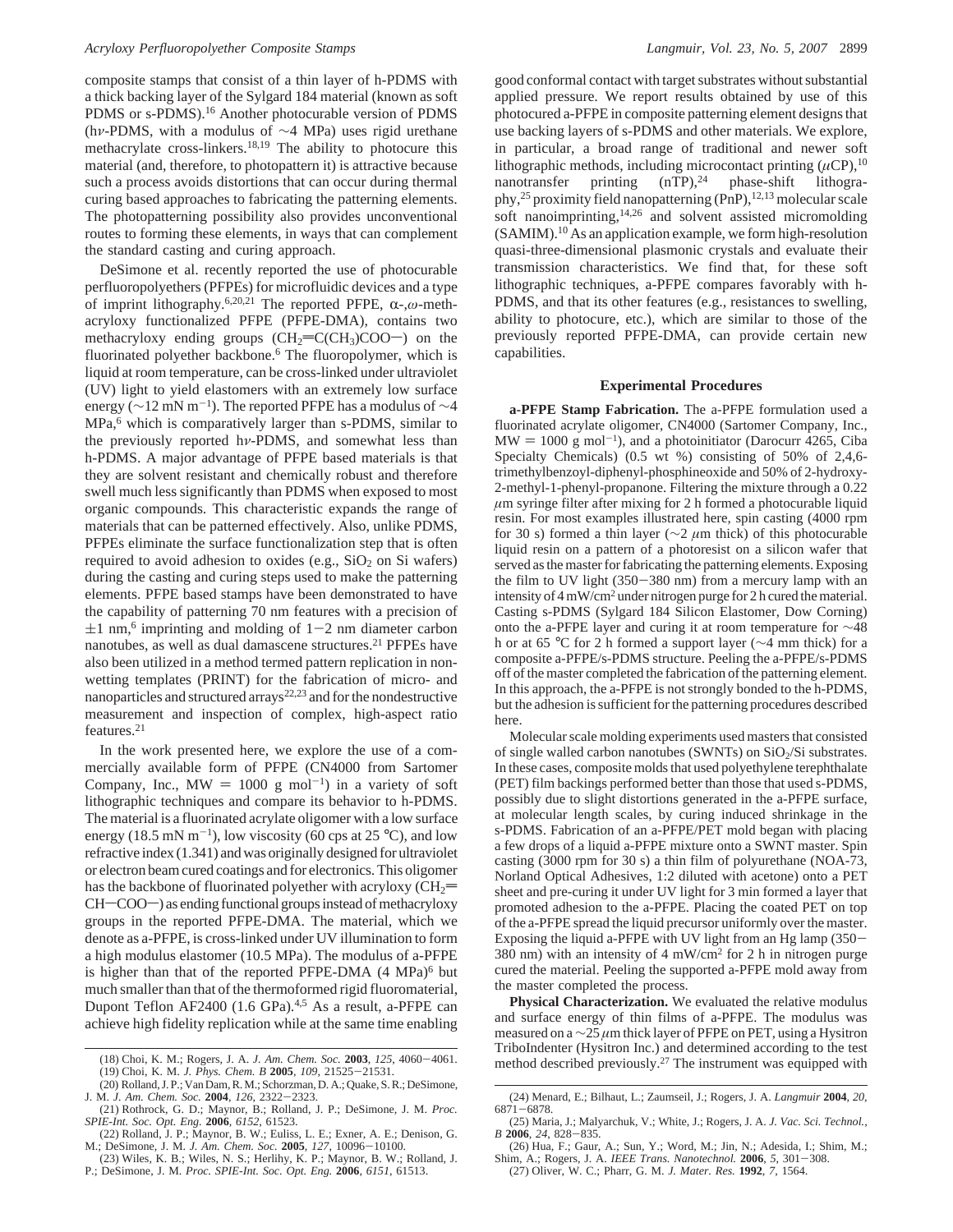composite stamps that consist of a thin layer of h-PDMS with a thick backing layer of the Sylgard 184 material (known as soft PDMS or s-PDMS).[16] Another photocurable version of PDMS (h$\nu$-PDMS, with a modulus of ~4 MPa) uses rigid urethane methacrylate cross-linkers.[18,19] The ability to photocure this material (and, therefore, to photopattern it) is attractive because such a process avoids distortions that can occur during thermal curing based approaches to fabricating the patterning elements. The photopatterning possibility also provides unconventional routes to forming these elements, in ways that can complement the standard casting and curing approach.

DeSimone et al. recently reported the use of photocurable perfluoropolyethers (PFPEs) for microfluidic devices and a type of imprint lithography.[6,20,21] The reported PFPE, $\alpha$-,$\omega$-methacryloxy functionalized PFPE (PFPE-DMA), contains two methacryloxy ending groups ($CH_2{=}C(CH_3)COO{-}$) on the fluorinated polyether backbone.[6] The fluoropolymer, which is liquid at room temperature, can be cross-linked under ultraviolet (UV) light to yield elastomers with an extremely low surface energy (~12 mN $m^{-1}$). The reported PFPE has a modulus of ~4 MPa,[6] which is comparatively larger than s-PDMS, similar to the previously reported h$\nu$-PDMS, and somewhat less than h-PDMS. A major advantage of PFPE based materials is that they are solvent resistant and chemically robust and therefore swell much less significantly than PDMS when exposed to most organic compounds. This characteristic expands the range of materials that can be patterned effectively. Also, unlike PDMS, PFPEs eliminate the surface functionalization step that is often required to avoid adhesion to oxides (e.g., $SiO_2$ on Si wafers) during the casting and curing steps used to make the patterning elements. PFPE based stamps have been demonstrated to have the capability of patterning 70 nm features with a precision of ±1 nm,[6] imprinting and molding of 1−2 nm diameter carbon nanotubes, as well as dual damascene structures.[21] PFPEs have also been utilized in a method termed pattern replication in nonwetting templates (PRINT) for the fabrication of micro- and nanoparticles and structured arrays[22,23] and for the nondestructive measurement and inspection of complex, high-aspect ratio features.[21]

In the work presented here, we explore the use of a commercially available form of PFPE (CN4000 from Sartomer Company, Inc., MW = 1000 g $mol^{-1}$) in a variety of soft lithographic techniques and compare its behavior to h-PDMS. The material is a fluorinated acrylate oligomer with a low surface energy (18.5 mN $m^{-1}$), low viscosity (60 cps at 25 °C), and low refractive index (1.341) and was originally designed for ultraviolet or electron beam cured coatings and for electronics. This oligomer has the backbone of fluorinated polyether with acryloxy ($CH_2{=}CH{-}COO{-}$) as ending functional groups instead of methacryloxy groups in the reported PFPE-DMA. The material, which we denote as a-PFPE, is cross-linked under UV illumination to form a high modulus elastomer (10.5 MPa). The modulus of a-PFPE is higher than that of the reported PFPE-DMA (4 MPa)[6] but much smaller than that of the thermoformed rigid fluoromaterial, Dupont Teflon AF2400 (1.6 GPa).[4,5] As a result, a-PFPE can achieve high fidelity replication while at the same time enabling good conformal contact with target substrates without substantial applied pressure. We report results obtained by use of this photocured a-PFPE in composite patterning element designs that use backing layers of s-PDMS and other materials. We explore, in particular, a broad range of traditional and newer soft lithographic methods, including microcontact printing ($\mu$CP),[10] nanotransfer printing (nTP),[24] phase-shift lithography,[25] proximity field nanopatterning (PnP),[12,13] molecular scale soft nanoimprinting,[14,26] and solvent assisted micromolding (SAMIM).[10] As an application example, we form high-resolution quasi-three-dimensional plasmonic crystals and evaluate their transmission characteristics. We find that, for these soft lithographic techniques, a-PFPE compares favorably with h-PDMS, and that its other features (e.g., resistances to swelling, ability to photocure, etc.), which are similar to those of the previously reported PFPE-DMA, can provide certain new capabilities.

## Experimental Procedures

**a-PFPE Stamp Fabrication.** The a-PFPE formulation used a fluorinated acrylate oligomer, CN4000 (Sartomer Company, Inc., MW = 1000 g $mol^{-1}$), and a photoinitiator (Darocurr 4265, Ciba Specialty Chemicals) (0.5 wt %) consisting of 50% of 2,4,6-trimethylbenzoyl-diphenyl-phosphineoxide and 50% of 2-hydroxy-2-methyl-1-phenyl-propanone. Filtering the mixture through a 0.22 $\mu$m syringe filter after mixing for 2 h formed a photocurable liquid resin. For most examples illustrated here, spin casting (4000 rpm for 30 s) formed a thin layer (~2 $\mu$m thick) of this photocurable liquid resin on a pattern of a photoresist on a silicon wafer that served as the master for fabricating the patterning elements. Exposing the film to UV light (350−380 nm) from a mercury lamp with an intensity of 4 mW/$cm^2$ under nitrogen purge for 2 h cured the material. Casting s-PDMS (Sylgard 184 Silicon Elastomer, Dow Corning) onto the a-PFPE layer and curing it at room temperature for ~48 h or at 65 °C for 2 h formed a support layer (~4 mm thick) for a composite a-PFPE/s-PDMS structure. Peeling the a-PFPE/s-PDMS off of the master completed the fabrication of the patterning element. In this approach, the a-PFPE is not strongly bonded to the h-PDMS, but the adhesion is sufficient for the patterning procedures described here.

Molecular scale molding experiments used masters that consisted of single walled carbon nanotubes (SWNTs) on $SiO_2$/Si substrates. In these cases, composite molds that used polyethylene terephthalate (PET) film backings performed better than those that used s-PDMS, possibly due to slight distortions generated in the a-PFPE surface, at molecular length scales, by curing induced shrinkage in the s-PDMS. Fabrication of an a-PFPE/PET mold began with placing a few drops of a liquid a-PFPE mixture onto a SWNT master. Spin casting (3000 rpm for 30 s) a thin film of polyurethane (NOA-73, Norland Optical Adhesives, 1:2 diluted with acetone) onto a PET sheet and pre-curing it under UV light for 3 min formed a layer that promoted adhesion to the a-PFPE. Placing the coated PET on top of the a-PFPE spread the liquid precursor uniformly over the master. Exposing the liquid a-PFPE with UV light from an Hg lamp (350−380 nm) with an intensity of 4 mW/$cm^2$ for 2 h in nitrogen purge cured the material. Peeling the supported a-PFPE mold away from the master completed the process.

**Physical Characterization.** We evaluated the relative modulus and surface energy of thin films of a-PFPE. The modulus was measured on a ~25 $\mu$m thick layer of PFPE on PET, using a Hysitron TriboIndenter (Hysitron Inc.) and determined according to the test method described previously.[27] The instrument was equipped with

(18) Choi, K. M.; Rogers, J. A. *J. Am. Chem. Soc.* **2003**, *125*, 4060−4061.
(19) Choi, K. M. *J. Phys. Chem. B* **2005**, *109*, 21525−21531.
(20) Rolland, J. P.; Van Dam, R. M.; Schorzman, D. A.; Quake, S. R.; DeSimone, J. M. *J. Am. Chem. Soc.* **2004**, *126*, 2322−2323.
(21) Rothrock, G. D.; Maynor, B.; Rolland, J. P.; DeSimone, J. M. *Proc. SPIE-Int. Soc. Opt. Eng.* **2006**, *6152*, 61523.
(22) Rolland, J. P.; Maynor, B. W.; Euliss, L. E.; Exner, A. E.; Denison, G. M.; DeSimone, J. M. *J. Am. Chem. Soc.* **2005**, *127*, 10096−10100.
(23) Wiles, K. B.; Wiles, N. S.; Herlihy, K. P.; Maynor, B. W.; Rolland, J. P.; DeSimone, J. M. *Proc. SPIE-Int. Soc. Opt. Eng.* **2006**, *6151*, 61513.
(24) Menard, E.; Bilhaut, L.; Zaumseil, J.; Rogers, J. A. *Langmuir* **2004**, *20*, 6871−6878.
(25) Maria, J.; Malyarchuk, V.; White, J.; Rogers, J. A. *J. Vac. Sci. Technol., B* **2006**, *24*, 828−835.
(26) Hua, F.; Gaur, A.; Sun, Y.; Word, M.; Jin, N.; Adesida, I.; Shim, M.; Shim, A.; Rogers, J. A. *IEEE Trans. Nanotechnol.* **2006**, *5*, 301−308.
(27) Oliver, W. C.; Pharr, G. M. *J. Mater. Res.* **1992**, *7*, 1564.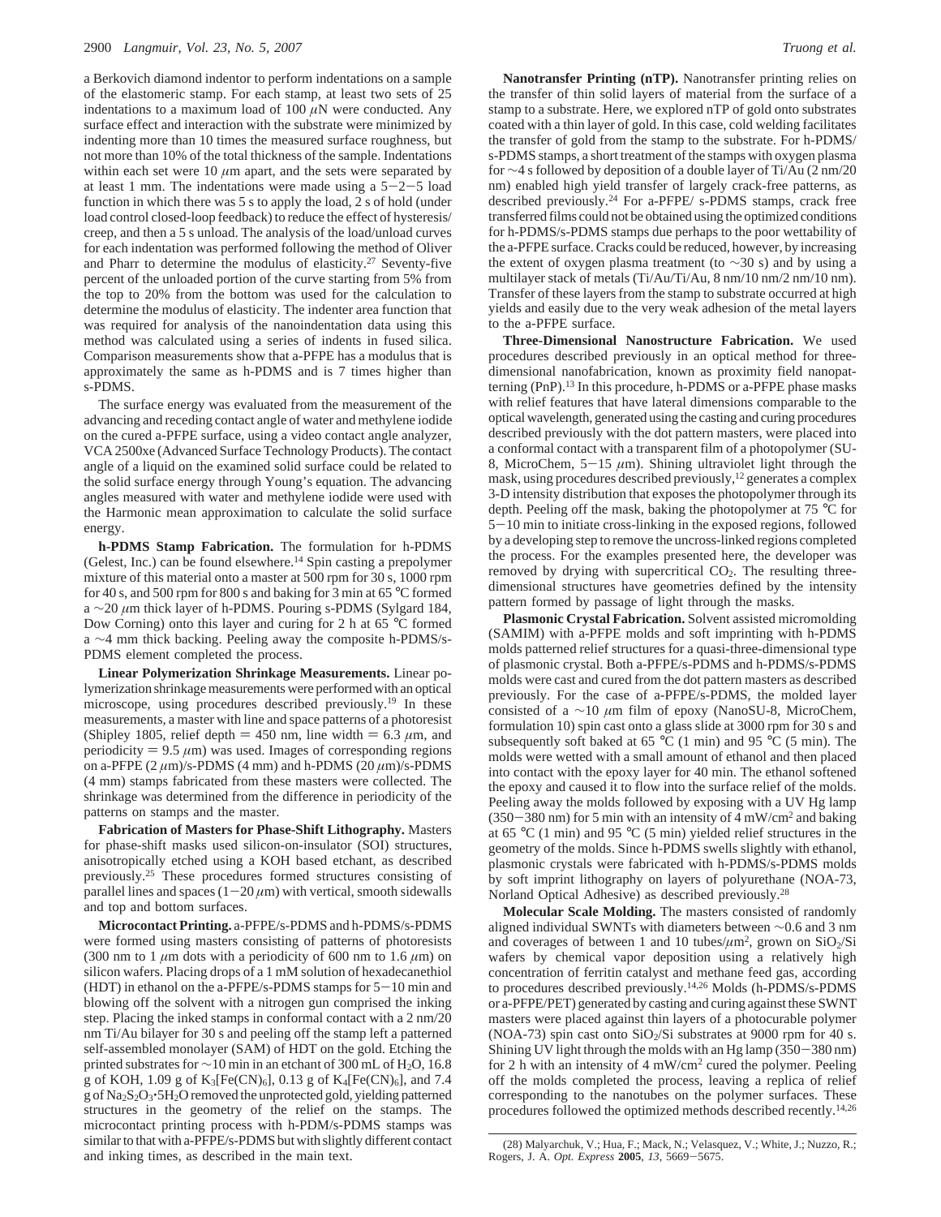a Berkovich diamond indentor to perform indentations on a sample of the elastomeric stamp. For each stamp, at least two sets of 25 indentations to a maximum load of 100 $\mu$N were conducted. Any surface effect and interaction with the substrate were minimized by indenting more than 10 times the measured surface roughness, but not more than 10% of the total thickness of the sample. Indentations within each set were 10 $\mu$m apart, and the sets were separated by at least 1 mm. The indentations were made using a 5−2−5 load function in which there was 5 s to apply the load, 2 s of hold (under load control closed-loop feedback) to reduce the effect of hysteresis/creep, and then a 5 s unload. The analysis of the load/unload curves for each indentation was performed following the method of Oliver and Pharr to determine the modulus of elasticity.[27] Seventy-five percent of the unloaded portion of the curve starting from 5% from the top to 20% from the bottom was used for the calculation to determine the modulus of elasticity. The indenter area function that was required for analysis of the nanoindentation data using this method was calculated using a series of indents in fused silica. Comparison measurements show that a-PFPE has a modulus that is approximately the same as h-PDMS and is 7 times higher than s-PDMS.

The surface energy was evaluated from the measurement of the advancing and receding contact angle of water and methylene iodide on the cured a-PFPE surface, using a video contact angle analyzer, VCA 2500xe (Advanced Surface Technology Products). The contact angle of a liquid on the examined solid surface could be related to the solid surface energy through Young's equation. The advancing angles measured with water and methylene iodide were used with the Harmonic mean approximation to calculate the solid surface energy.

**h-PDMS Stamp Fabrication.** The formulation for h-PDMS (Gelest, Inc.) can be found elsewhere.[14] Spin casting a prepolymer mixture of this material onto a master at 500 rpm for 30 s, 1000 rpm for 40 s, and 500 rpm for 800 s and baking for 3 min at 65 °C formed a ~20 $\mu$m thick layer of h-PDMS. Pouring s-PDMS (Sylgard 184, Dow Corning) onto this layer and curing for 2 h at 65 °C formed a ~4 mm thick backing. Peeling away the composite h-PDMS/s-PDMS element completed the process.

**Linear Polymerization Shrinkage Measurements.** Linear polymerization shrinkage measurements were performed with an optical microscope, using procedures described previously.[19] In these measurements, a master with line and space patterns of a photoresist (Shipley 1805, relief depth = 450 nm, line width = 6.3 $\mu$m, and periodicity = 9.5 $\mu$m) was used. Images of corresponding regions on a-PFPE (2 $\mu$m)/s-PDMS (4 mm) and h-PDMS (20 $\mu$m)/s-PDMS (4 mm) stamps fabricated from these masters were collected. The shrinkage was determined from the difference in periodicity of the patterns on stamps and the master.

**Fabrication of Masters for Phase-Shift Lithography.** Masters for phase-shift masks used silicon-on-insulator (SOI) structures, anisotropically etched using a KOH based etchant, as described previously.[25] These procedures formed structures consisting of parallel lines and spaces (1−20 $\mu$m) with vertical, smooth sidewalls and top and bottom surfaces.

**Microcontact Printing.** a-PFPE/s-PDMS and h-PDMS/s-PDMS were formed using masters consisting of patterns of photoresists (300 nm to 1 $\mu$m dots with a periodicity of 600 nm to 1.6 $\mu$m) on silicon wafers. Placing drops of a 1 mM solution of hexadecanethiol (HDT) in ethanol on the a-PFPE/s-PDMS stamps for 5−10 min and blowing off the solvent with a nitrogen gun comprised the inking step. Placing the inked stamps in conformal contact with a 2 nm/20 nm Ti/Au bilayer for 30 s and peeling off the stamp left a patterned self-assembled monolayer (SAM) of HDT on the gold. Etching the printed substrates for ~10 min in an etchant of 300 mL of $H_2O$, 16.8 g of KOH, 1.09 g of $K_3[Fe(CN)_6]$, 0.13 g of $K_4[Fe(CN)_6]$, and 7.4 g of $Na_2S_2O_3{\cdot}5H_2O$ removed the unprotected gold, yielding patterned structures in the geometry of the relief on the stamps. The microcontact printing process with h-PDM/s-PDMS stamps was similar to that with a-PFPE/s-PDMS but with slightly different contact and inking times, as described in the main text.

**Nanotransfer Printing (nTP).** Nanotransfer printing relies on the transfer of thin solid layers of material from the surface of a stamp to a substrate. Here, we explored nTP of gold onto substrates coated with a thin layer of gold. In this case, cold welding facilitates the transfer of gold from the stamp to the substrate. For h-PDMS/s-PDMS stamps, a short treatment of the stamps with oxygen plasma for ~4 s followed by deposition of a double layer of Ti/Au (2 nm/20 nm) enabled high yield transfer of largely crack-free patterns, as described previously.[24] For a-PFPE/ s-PDMS stamps, crack free transferred films could not be obtained using the optimized conditions for h-PDMS/s-PDMS stamps due perhaps to the poor wettability of the a-PFPE surface. Cracks could be reduced, however, by increasing the extent of oxygen plasma treatment (to ~30 s) and by using a multilayer stack of metals (Ti/Au/Ti/Au, 8 nm/10 nm/2 nm/10 nm). Transfer of these layers from the stamp to substrate occurred at high yields and easily due to the very weak adhesion of the metal layers to the a-PFPE surface.

**Three-Dimensional Nanostructure Fabrication.** We used procedures described previously in an optical method for three-dimensional nanofabrication, known as proximity field nanopatterning (PnP).[13] In this procedure, h-PDMS or a-PFPE phase masks with relief features that have lateral dimensions comparable to the optical wavelength, generated using the casting and curing procedures described previously with the dot pattern masters, were placed into a conformal contact with a transparent film of a photopolymer (SU-8, MicroChem, 5−15 $\mu$m). Shining ultraviolet light through the mask, using procedures described previously,[12] generates a complex 3-D intensity distribution that exposes the photopolymer through its depth. Peeling off the mask, baking the photopolymer at 75 °C for 5−10 min to initiate cross-linking in the exposed regions, followed by a developing step to remove the uncross-linked regions completed the process. For the examples presented here, the developer was removed by drying with supercritical $CO_2$. The resulting three-dimensional structures have geometries defined by the intensity pattern formed by passage of light through the masks.

**Plasmonic Crystal Fabrication.** Solvent assisted micromolding (SAMIM) with a-PFPE molds and soft imprinting with h-PDMS molds patterned relief structures for a quasi-three-dimensional type of plasmonic crystal. Both a-PFPE/s-PDMS and h-PDMS/s-PDMS molds were cast and cured from the dot pattern masters as described previously. For the case of a-PFPE/s-PDMS, the molded layer consisted of a ~10 $\mu$m film of epoxy (NanoSU-8, MicroChem, formulation 10) spin cast onto a glass slide at 3000 rpm for 30 s and subsequently soft baked at 65 °C (1 min) and 95 °C (5 min). The molds were wetted with a small amount of ethanol and then placed into contact with the epoxy layer for 40 min. The ethanol softened the epoxy and caused it to flow into the surface relief of the molds. Peeling away the molds followed by exposing with a UV Hg lamp (350−380 nm) for 5 min with an intensity of 4 mW/cm$^2$ and baking at 65 °C (1 min) and 95 °C (5 min) yielded relief structures in the geometry of the molds. Since h-PDMS swells slightly with ethanol, plasmonic crystals were fabricated with h-PDMS/s-PDMS molds by soft imprint lithography on layers of polyurethane (NOA-73, Norland Optical Adhesive) as described previously.[28]

**Molecular Scale Molding.** The masters consisted of randomly aligned individual SWNTs with diameters between ~0.6 and 3 nm and coverages of between 1 and 10 tubes/$\mu$m$^2$, grown on $SiO_2$/Si wafers by chemical vapor deposition using a relatively high concentration of ferritin catalyst and methane feed gas, according to procedures described previously.[14,26] Molds (h-PDMS/s-PDMS or a-PFPE/PET) generated by casting and curing against these SWNT masters were placed against thin layers of a photocurable polymer (NOA-73) spin cast onto $SiO_2$/Si substrates at 9000 rpm for 40 s. Shining UV light through the molds with an Hg lamp (350−380 nm) for 2 h with an intensity of 4 mW/cm$^2$ cured the polymer. Peeling off the molds completed the process, leaving a replica of relief corresponding to the nanotubes on the polymer surfaces. These procedures followed the optimized methods described recently.[14,26]

(28) Malyarchuk, V.; Hua, F.; Mack, N.; Velasquez, V.; White, J.; Nuzzo, R.; Rogers, J. A. *Opt. Express* **2005**, *13*, 5669−5675.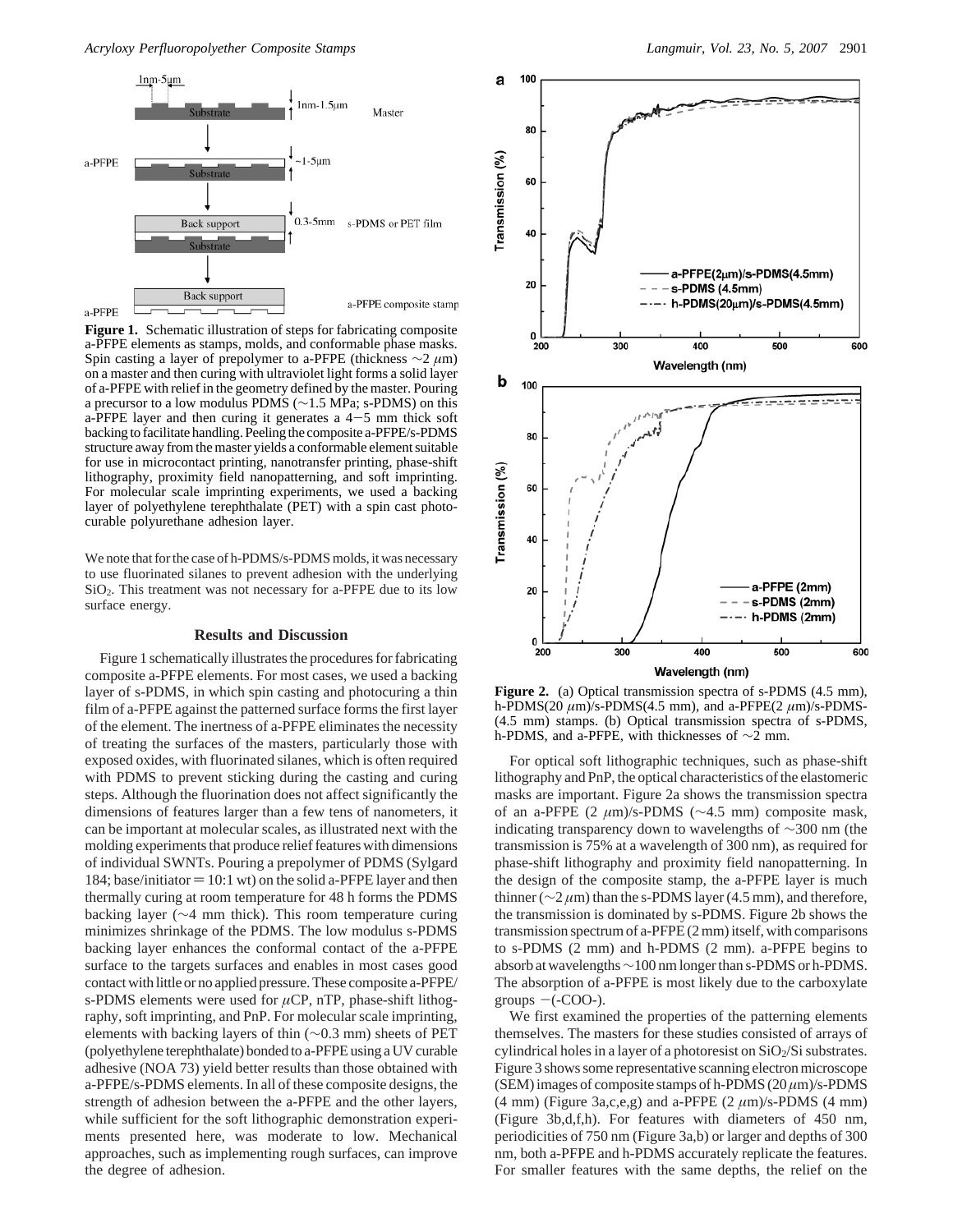**Figure 1.** Schematic illustration of steps for fabricating composite a-PFPE elements as stamps, molds, and conformable phase masks. Spin casting a layer of prepolymer to a-PFPE (thickness ~2 $\mu$m) on a master and then curing with ultraviolet light forms a solid layer of a-PFPE with relief in the geometry defined by the master. Pouring a precursor to a low modulus PDMS (~1.5 MPa; s-PDMS) on this a-PFPE layer and then curing it generates a 4−5 mm thick soft backing to facilitate handling. Peeling the composite a-PFPE/s-PDMS structure away from the master yields a conformable element suitable for use in microcontact printing, nanotransfer printing, phase-shift lithography, proximity field nanopatterning, and soft imprinting. For molecular scale imprinting experiments, we used a backing layer of polyethylene terephthalate (PET) with a spin cast photocurable polyurethane adhesion layer.

We note that for the case of h-PDMS/s-PDMS molds, it was necessary to use fluorinated silanes to prevent adhesion with the underlying $SiO_2$. This treatment was not necessary for a-PFPE due to its low surface energy.

## Results and Discussion

Figure 1 schematically illustrates the procedures for fabricating composite a-PFPE elements. For most cases, we used a backing layer of s-PDMS, in which spin casting and photocuring a thin film of a-PFPE against the patterned surface forms the first layer of the element. The inertness of a-PFPE eliminates the necessity of treating the surfaces of the masters, particularly those with exposed oxides, with fluorinated silanes, which is often required with PDMS to prevent sticking during the casting and curing steps. Although the fluorination does not affect significantly the dimensions of features larger than a few tens of nanometers, it can be important at molecular scales, as illustrated next with the molding experiments that produce relief features with dimensions of individual SWNTs. Pouring a prepolymer of PDMS (Sylgard 184; base/initiator = 10:1 wt) on the solid a-PFPE layer and then thermally curing at room temperature for 48 h forms the PDMS backing layer (~4 mm thick). This room temperature curing minimizes shrinkage of the PDMS. The low modulus s-PDMS backing layer enhances the conformal contact of the a-PFPE surface to the targets surfaces and enables in most cases good contact with little or no applied pressure. These composite a-PFPE/s-PDMS elements were used for $\mu$CP, nTP, phase-shift lithography, soft imprinting, and PnP. For molecular scale imprinting, elements with backing layers of thin (~0.3 mm) sheets of PET (polyethylene terephthalate) bonded to a-PFPE using a UV curable adhesive (NOA 73) yield better results than those obtained with a-PFPE/s-PDMS elements. In all of these composite designs, the strength of adhesion between the a-PFPE and the other layers, while sufficient for the soft lithographic demonstration experiments presented here, was moderate to low. Mechanical approaches, such as implementing rough surfaces, can improve the degree of adhesion.

**Figure 2.** (a) Optical transmission spectra of s-PDMS (4.5 mm), h-PDMS(20 $\mu$m)/s-PDMS(4.5 mm), and a-PFPE(2 $\mu$m)/s-PDMS-(4.5 mm) stamps. (b) Optical transmission spectra of s-PDMS, h-PDMS, and a-PFPE, with thicknesses of ~2 mm.

For optical soft lithographic techniques, such as phase-shift lithography and PnP, the optical characteristics of the elastomeric masks are important. Figure 2a shows the transmission spectra of an a-PFPE (2 $\mu$m)/s-PDMS (~4.5 mm) composite mask, indicating transparency down to wavelengths of ~300 nm (the transmission is 75% at a wavelength of 300 nm), as required for phase-shift lithography and proximity field nanopatterning. In the design of the composite stamp, the a-PFPE layer is much thinner (~2 $\mu$m) than the s-PDMS layer (4.5 mm), and therefore, the transmission is dominated by s-PDMS. Figure 2b shows the transmission spectrum of a-PFPE (2 mm) itself, with comparisons to s-PDMS (2 mm) and h-PDMS (2 mm). a-PFPE begins to absorb at wavelengths ~100 nm longer than s-PDMS or h-PDMS. The absorption of a-PFPE is most likely due to the carboxylate groups −(-COO-).

We first examined the properties of the patterning elements themselves. The masters for these studies consisted of arrays of cylindrical holes in a layer of a photoresist on $SiO_2$/Si substrates. Figure 3 shows some representative scanning electron microscope (SEM) images of composite stamps of h-PDMS (20 $\mu$m)/s-PDMS (4 mm) (Figure 3a,c,e,g) and a-PFPE (2 $\mu$m)/s-PDMS (4 mm) (Figure 3b,d,f,h). For features with diameters of 450 nm, periodicities of 750 nm (Figure 3a,b) or larger and depths of 300 nm, both a-PFPE and h-PDMS accurately replicate the features. For smaller features with the same depths, the relief on the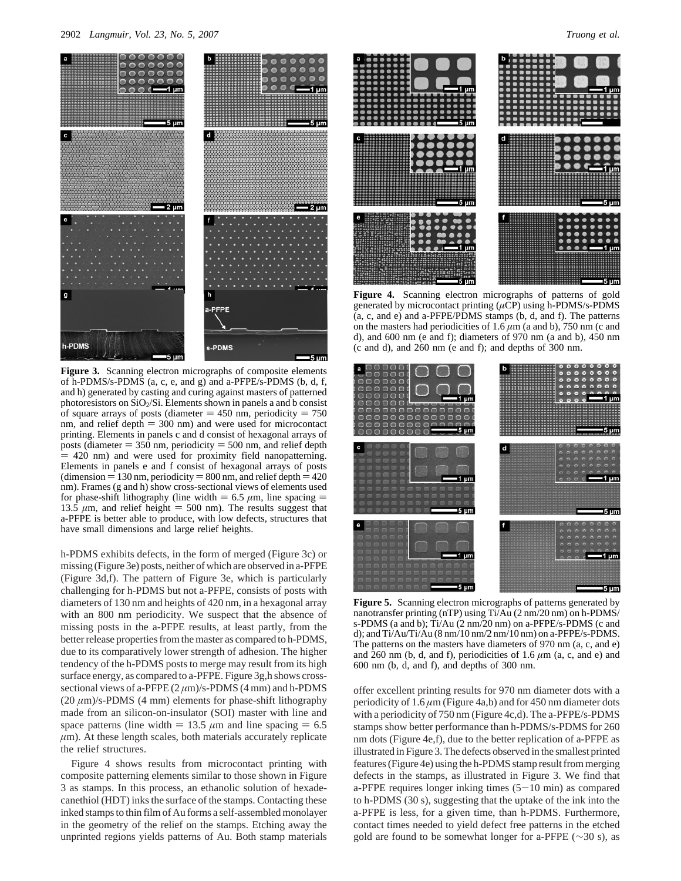**Figure 3.** Scanning electron micrographs of composite elements of h-PDMS/s-PDMS (a, c, e, and g) and a-PFPE/s-PDMS (b, d, f, and h) generated by casting and curing against masters of patterned photoresistors on $SiO_2$/Si. Elements shown in panels a and b consist of square arrays of posts (diameter = 450 nm, periodicity = 750 nm, and relief depth = 300 nm) and were used for microcontact printing. Elements in panels c and d consist of hexagonal arrays of posts (diameter = 350 nm, periodicity = 500 nm, and relief depth = 420 nm) and were used for proximity field nanopatterning. Elements in panels e and f consist of hexagonal arrays of posts (dimension = 130 nm, periodicity = 800 nm, and relief depth = 420 nm). Frames (g and h) show cross-sectional views of elements used for phase-shift lithography (line width = 6.5 $\mu$m, line spacing = 13.5 $\mu$m, and relief height = 500 nm). The results suggest that a-PFPE is better able to produce, with low defects, structures that have small dimensions and large relief heights.

h-PDMS exhibits defects, in the form of merged (Figure 3c) or missing (Figure 3e) posts, neither of which are observed in a-PFPE (Figure 3d,f). The pattern of Figure 3e, which is particularly challenging for h-PDMS but not a-PFPE, consists of posts with diameters of 130 nm and heights of 420 nm, in a hexagonal array with an 800 nm periodicity. We suspect that the absence of missing posts in the a-PFPE results, at least partly, from the better release properties from the master as compared to h-PDMS, due to its comparatively lower strength of adhesion. The higher tendency of the h-PDMS posts to merge may result from its high surface energy, as compared to a-PFPE. Figure 3g,h shows cross-sectional views of a-PFPE (2 $\mu$m)/s-PDMS (4 mm) and h-PDMS (20 $\mu$m)/s-PDMS (4 mm) elements for phase-shift lithography made from an silicon-on-insulator (SOI) master with line and space patterns (line width = 13.5 $\mu$m and line spacing = 6.5 $\mu$m). At these length scales, both materials accurately replicate the relief structures.

Figure 4 shows results from microcontact printing with composite patterning elements similar to those shown in Figure 3 as stamps. In this process, an ethanolic solution of hexadecanethiol (HDT) inks the surface of the stamps. Contacting these inked stamps to thin film of Au forms a self-assembled monolayer in the geometry of the relief on the stamps. Etching away the unprinted regions yields patterns of Au. Both stamp materials offer excellent printing results for 970 nm diameter dots with a periodicity of 1.6 $\mu$m (Figure 4a,b) and for 450 nm diameter dots with a periodicity of 750 nm (Figure 4c,d). The a-PFPE/s-PDMS stamps show better performance than h-PDMS/s-PDMS for 260 nm dots (Figure 4e,f), due to the better replication of a-PFPE as illustrated in Figure 3. The defects observed in the smallest printed features (Figure 4e) using the h-PDMS stamp result from merging defects in the stamps, as illustrated in Figure 3. We find that a-PFPE requires longer inking times (5−10 min) as compared to h-PDMS (30 s), suggesting that the uptake of the ink into the a-PFPE is less, for a given time, than h-PDMS. Furthermore, contact times needed to yield defect free patterns in the etched gold are found to be somewhat longer for a-PFPE (~30 s), as

**Figure 4.** Scanning electron micrographs of patterns of gold generated by microcontact printing ($\mu$CP) using h-PDMS/s-PDMS (a, c, and e) and a-PFPE/PDMS stamps (b, d, and f). The patterns on the masters had periodicities of 1.6 $\mu$m (a and b), 750 nm (c and d), and 600 nm (e and f); diameters of 970 nm (a and b), 450 nm (c and d), and 260 nm (e and f); and depths of 300 nm.

**Figure 5.** Scanning electron micrographs of patterns generated by nanotransfer printing (nTP) using Ti/Au (2 nm/20 nm) on h-PDMS/s-PDMS (a and b); Ti/Au (2 nm/20 nm) on a-PFPE/s-PDMS (c and d); and Ti/Au/Ti/Au (8 nm/10 nm/2 nm/10 nm) on a-PFPE/s-PDMS. The patterns on the masters have diameters of 970 nm (a, c, and e) and 260 nm (b, d, and f), periodicities of 1.6 $\mu$m (a, c, and e) and 600 nm (b, d, and f), and depths of 300 nm.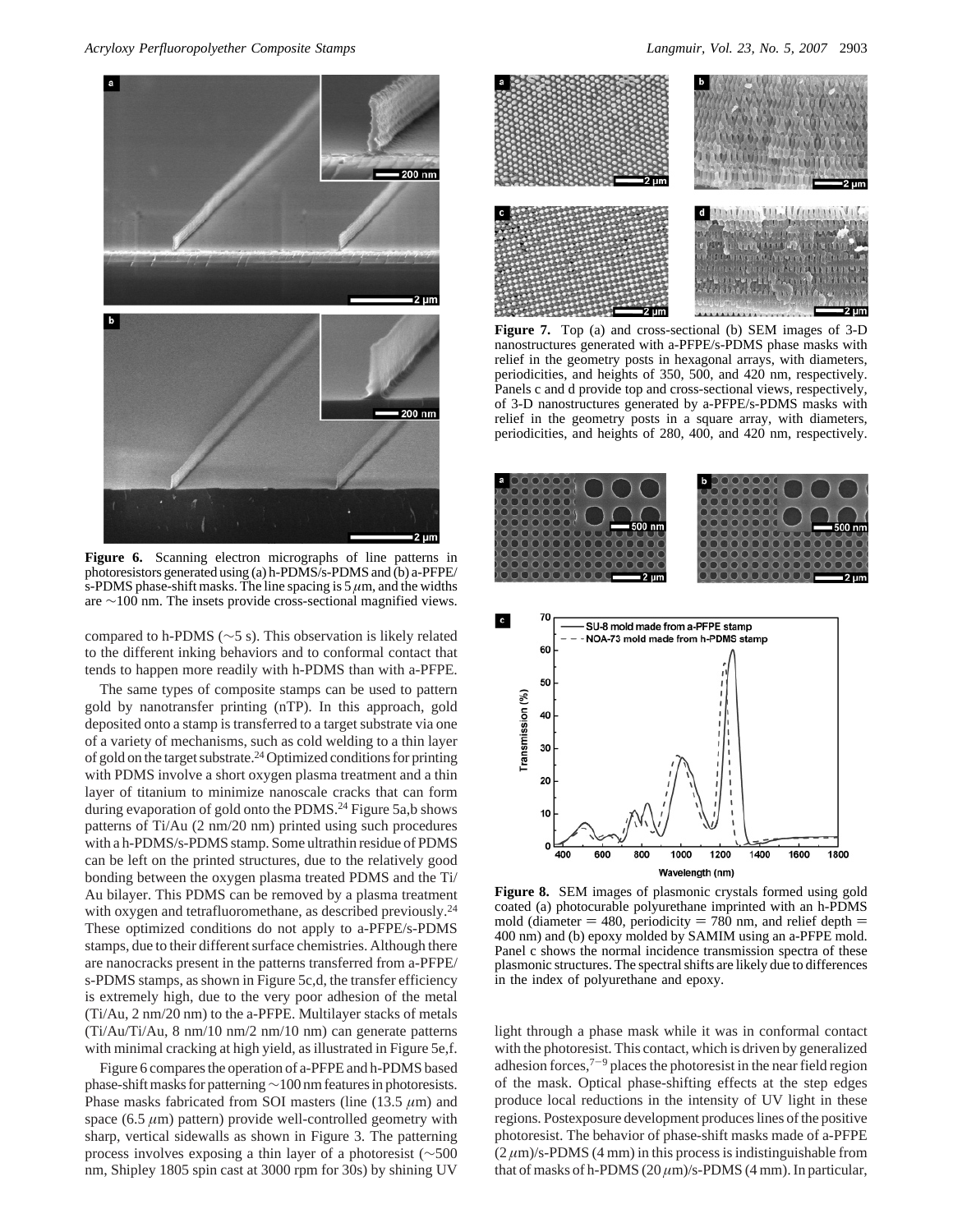**Figure 6.** Scanning electron micrographs of line patterns in photoresistors generated using (a) h-PDMS/s-PDMS and (b) a-PFPE/s-PDMS phase-shift masks. The line spacing is 5 $\mu$m, and the widths are ~100 nm. The insets provide cross-sectional magnified views.

compared to h-PDMS (~5 s). This observation is likely related to the different inking behaviors and to conformal contact that tends to happen more readily with h-PDMS than with a-PFPE.

The same types of composite stamps can be used to pattern gold by nanotransfer printing (nTP). In this approach, gold deposited onto a stamp is transferred to a target substrate via one of a variety of mechanisms, such as cold welding to a thin layer of gold on the target substrate.[24] Optimized conditions for printing with PDMS involve a short oxygen plasma treatment and a thin layer of titanium to minimize nanoscale cracks that can form during evaporation of gold onto the PDMS.[24] Figure 5a,b shows patterns of Ti/Au (2 nm/20 nm) printed using such procedures with a h-PDMS/s-PDMS stamp. Some ultrathin residue of PDMS can be left on the printed structures, due to the relatively good bonding between the oxygen plasma treated PDMS and the Ti/Au bilayer. This PDMS can be removed by a plasma treatment with oxygen and tetrafluoromethane, as described previously.[24] These optimized conditions do not apply to a-PFPE/s-PDMS stamps, due to their different surface chemistries. Although there are nanocracks present in the patterns transferred from a-PFPE/s-PDMS stamps, as shown in Figure 5c,d, the transfer efficiency is extremely high, due to the very poor adhesion of the metal (Ti/Au, 2 nm/20 nm) to the a-PFPE. Multilayer stacks of metals (Ti/Au/Ti/Au, 8 nm/10 nm/2 nm/10 nm) can generate patterns with minimal cracking at high yield, as illustrated in Figure 5e,f.

Figure 6 compares the operation of a-PFPE and h-PDMS based phase-shift masks for patterning ~100 nm features in photoresists. Phase masks fabricated from SOI masters (line (13.5 $\mu$m) and space (6.5 $\mu$m) pattern) provide well-controlled geometry with sharp, vertical sidewalls as shown in Figure 3. The patterning process involves exposing a thin layer of a photoresist (~500 nm, Shipley 1805 spin cast at 3000 rpm for 30s) by shining UV light through a phase mask while it was in conformal contact with the photoresist. This contact, which is driven by generalized adhesion forces,[7-9] places the photoresist in the near field region of the mask. Optical phase-shifting effects at the step edges produce local reductions in the intensity of UV light in these regions. Postexposure development produces lines of the positive photoresist. The behavior of phase-shift masks made of a-PFPE (2 $\mu$m)/s-PDMS (4 mm) in this process is indistinguishable from that of masks of h-PDMS (20 $\mu$m)/s-PDMS (4 mm). In particular,

**Figure 7.** Top (a) and cross-sectional (b) SEM images of 3-D nanostructures generated with a-PFPE/s-PDMS phase masks with relief in the geometry posts in hexagonal arrays, with diameters, periodicities, and heights of 350, 500, and 420 nm, respectively. Panels c and d provide top and cross-sectional views, respectively, of 3-D nanostructures generated by a-PFPE/s-PDMS masks with relief in the geometry posts in a square array, with diameters, periodicities, and heights of 280, 400, and 420 nm, respectively.

**Figure 8.** SEM images of plasmonic crystals formed using gold coated (a) photocurable polyurethane imprinted with an h-PDMS mold (diameter = 480, periodicity = 780 nm, and relief depth = 400 nm) and (b) epoxy molded by SAMIM using an a-PFPE mold. Panel c shows the normal incidence transmission spectra of these plasmonic structures. The spectral shifts are likely due to differences in the index of polyurethane and epoxy.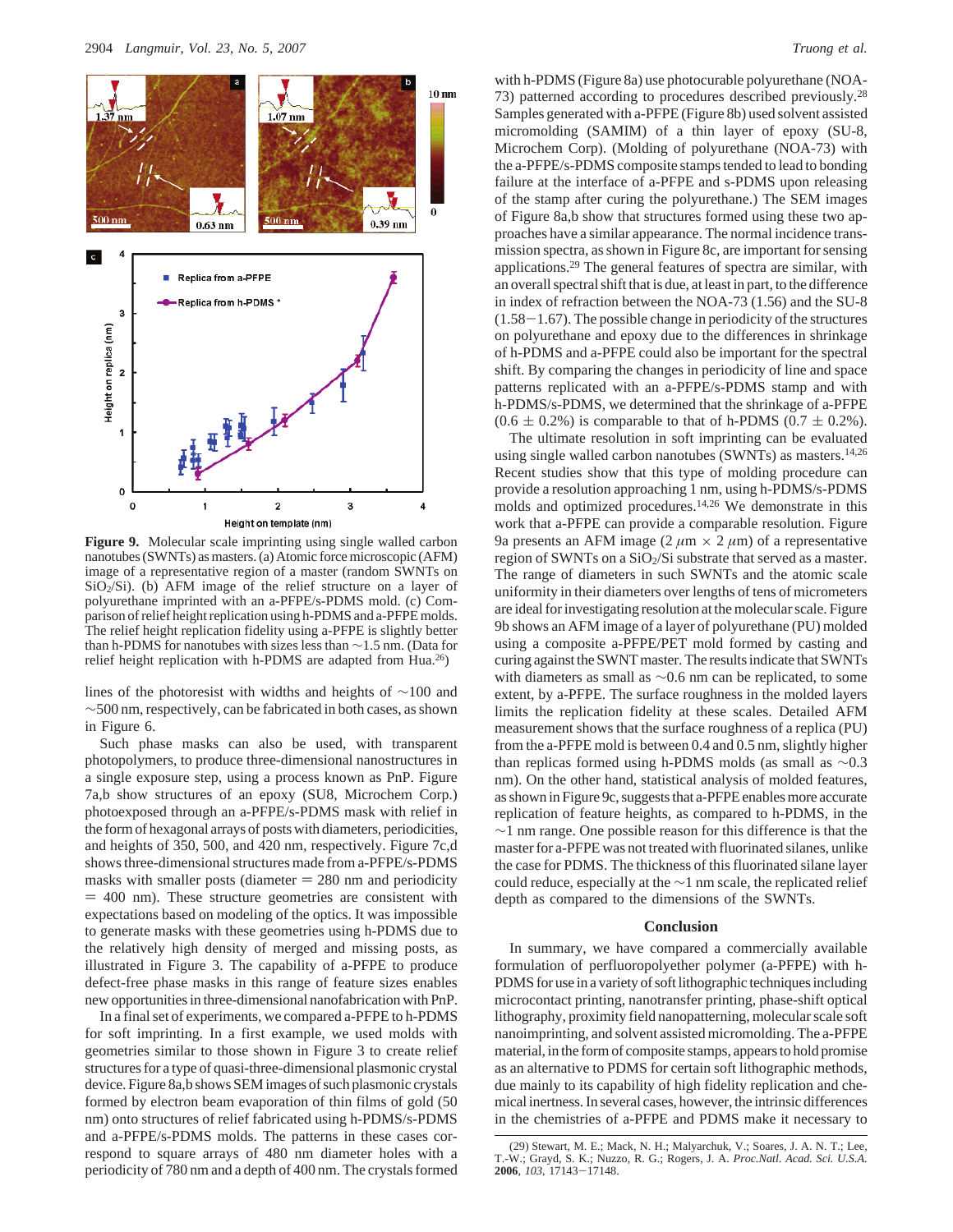**Figure 9.** Molecular scale imprinting using single walled carbon nanotubes (SWNTs) as masters. (a) Atomic force microscopic (AFM) image of a representative region of a master (random SWNTs on $SiO_2$/Si). (b) AFM image of the relief structure on a layer of polyurethane imprinted with an a-PFPE/s-PDMS mold. (c) Comparison of relief height replication using h-PDMS and a-PFPE molds. The relief height replication fidelity using a-PFPE is slightly better than h-PDMS for nanotubes with sizes less than ~1.5 nm. (Data for relief height replication with h-PDMS are adapted from Hua.[26])

lines of the photoresist with widths and heights of ~100 and ~500 nm, respectively, can be fabricated in both cases, as shown in Figure 6.

Such phase masks can also be used, with transparent photopolymers, to produce three-dimensional nanostructures in a single exposure step, using a process known as PnP. Figure 7a,b show structures of an epoxy (SU8, Microchem Corp.) photoexposed through an a-PFPE/s-PDMS mask with relief in the form of hexagonal arrays of posts with diameters, periodicities, and heights of 350, 500, and 420 nm, respectively. Figure 7c,d shows three-dimensional structures made from a-PFPE/s-PDMS masks with smaller posts (diameter = 280 nm and periodicity = 400 nm). These structure geometries are consistent with expectations based on modeling of the optics. It was impossible to generate masks with these geometries using h-PDMS due to the relatively high density of merged and missing posts, as illustrated in Figure 3. The capability of a-PFPE to produce defect-free phase masks in this range of feature sizes enables new opportunities in three-dimensional nanofabrication with PnP.

In a final set of experiments, we compared a-PFPE to h-PDMS for soft imprinting. In a first example, we used molds with geometries similar to those shown in Figure 3 to create relief structures for a type of quasi-three-dimensional plasmonic crystal device. Figure 8a,b shows SEM images of such plasmonic crystals formed by electron beam evaporation of thin films of gold (50 nm) onto structures of relief fabricated using h-PDMS/s-PDMS and a-PFPE/s-PDMS molds. The patterns in these cases correspond to square arrays of 480 nm diameter holes with a periodicity of 780 nm and a depth of 400 nm. The crystals formed with h-PDMS (Figure 8a) use photocurable polyurethane (NOA-73) patterned according to procedures described previously.[28] Samples generated with a-PFPE (Figure 8b) used solvent assisted micromolding (SAMIM) of a thin layer of epoxy (SU-8, Microchem Corp). (Molding of polyurethane (NOA-73) with the a-PFPE/s-PDMS composite stamps tended to lead to bonding failure at the interface of a-PFPE and s-PDMS upon releasing of the stamp after curing the polyurethane.) The SEM images of Figure 8a,b show that structures formed using these two approaches have a similar appearance. The normal incidence transmission spectra, as shown in Figure 8c, are important for sensing applications.[29] The general features of spectra are similar, with an overall spectral shift that is due, at least in part, to the difference in index of refraction between the NOA-73 (1.56) and the SU-8 (1.58−1.67). The possible change in periodicity of the structures on polyurethane and epoxy due to the differences in shrinkage of h-PDMS and a-PFPE could also be important for the spectral shift. By comparing the changes in periodicity of line and space patterns replicated with an a-PFPE/s-PDMS stamp and with h-PDMS/s-PDMS, we determined that the shrinkage of a-PFPE (0.6 ± 0.2%) is comparable to that of h-PDMS (0.7 ± 0.2%).

The ultimate resolution in soft imprinting can be evaluated using single walled carbon nanotubes (SWNTs) as masters.[14,26] Recent studies show that this type of molding procedure can provide a resolution approaching 1 nm, using h-PDMS/s-PDMS molds and optimized procedures.[14,26] We demonstrate in this work that a-PFPE can provide a comparable resolution. Figure 9a presents an AFM image (2 $\mu$m × 2 $\mu$m) of a representative region of SWNTs on a $SiO_2$/Si substrate that served as a master. The range of diameters in such SWNTs and the atomic scale uniformity in their diameters over lengths of tens of micrometers are ideal for investigating resolution at the molecular scale. Figure 9b shows an AFM image of a layer of polyurethane (PU) molded using a composite a-PFPE/PET mold formed by casting and curing against the SWNT master. The results indicate that SWNTs with diameters as small as ~0.6 nm can be replicated, to some extent, by a-PFPE. The surface roughness in the molded layers limits the replication fidelity at these scales. Detailed AFM measurement shows that the surface roughness of a replica (PU) from the a-PFPE mold is between 0.4 and 0.5 nm, slightly higher than replicas formed using h-PDMS molds (as small as ~0.3 nm). On the other hand, statistical analysis of molded features, as shown in Figure 9c, suggests that a-PFPE enables more accurate replication of feature heights, as compared to h-PDMS, in the ~1 nm range. One possible reason for this difference is that the master for a-PFPE was not treated with fluorinated silanes, unlike the case for PDMS. The thickness of this fluorinated silane layer could reduce, especially at the ~1 nm scale, the replicated relief depth as compared to the dimensions of the SWNTs.

## Conclusion

In summary, we have compared a commercially available formulation of perfluoropolyether polymer (a-PFPE) with h-PDMS for use in a variety of soft lithographic techniques including microcontact printing, nanotransfer printing, phase-shift optical lithography, proximity field nanopatterning, molecular scale soft nanoimprinting, and solvent assisted micromolding. The a-PFPE material, in the form of composite stamps, appears to hold promise as an alternative to PDMS for certain soft lithographic methods, due mainly to its capability of high fidelity replication and chemical inertness. In several cases, however, the intrinsic differences in the chemistries of a-PFPE and PDMS make it necessary to

(29) Stewart, M. E.; Mack, N. H.; Malyarchuk, V.; Soares, J. A. N. T.; Lee, T.-W.; Grayd, S. K.; Nuzzo, R. G.; Rogers, J. A. *Proc.Natl. Acad. Sci. U.S.A.* **2006**, *103*, 17143−17148.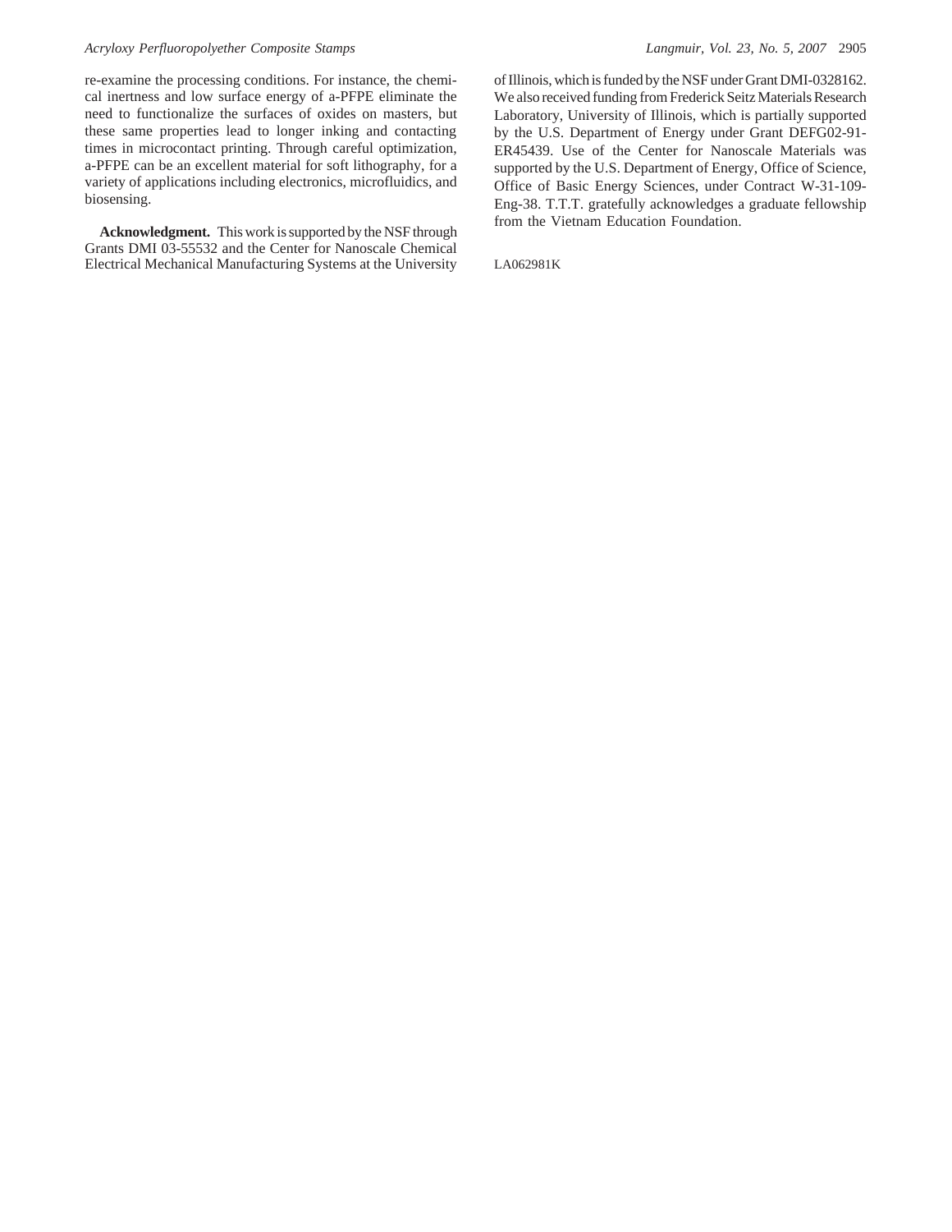re-examine the processing conditions. For instance, the chemical inertness and low surface energy of a-PFPE eliminate the need to functionalize the surfaces of oxides on masters, but these same properties lead to longer inking and contacting times in microcontact printing. Through careful optimization, a-PFPE can be an excellent material for soft lithography, for a variety of applications including electronics, microfluidics, and biosensing.

**Acknowledgment.** This work is supported by the NSF through Grants DMI 03-55532 and the Center for Nanoscale Chemical Electrical Mechanical Manufacturing Systems at the University of Illinois, which is funded by the NSF under Grant DMI-0328162. We also received funding from Frederick Seitz Materials Research Laboratory, University of Illinois, which is partially supported by the U.S. Department of Energy under Grant DEFG02-91-ER45439. Use of the Center for Nanoscale Materials was supported by the U.S. Department of Energy, Office of Science, Office of Basic Energy Sciences, under Contract W-31-109-Eng-38. T.T.T. gratefully acknowledges a graduate fellowship from the Vietnam Education Foundation.

LA062981K